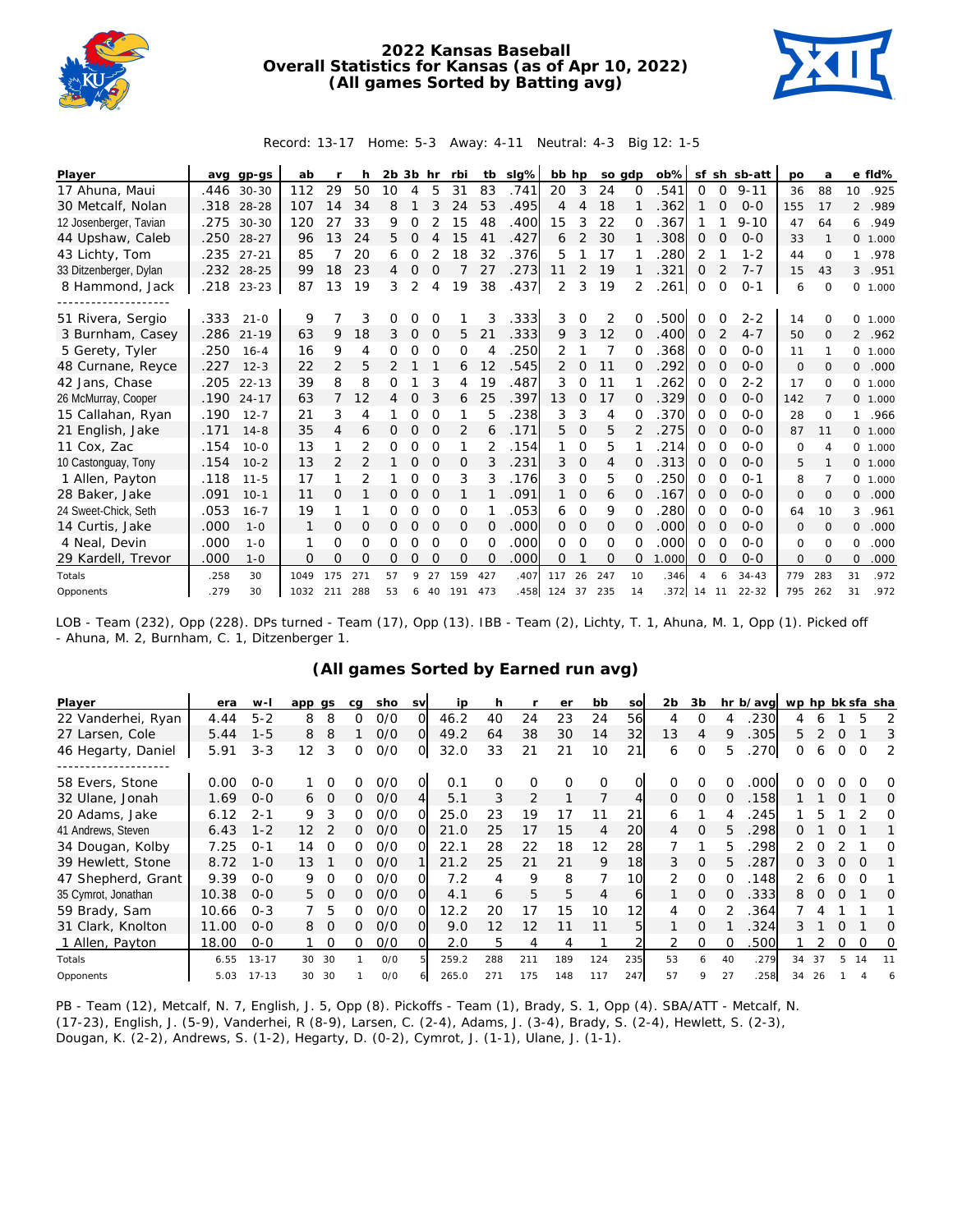# 2022 Kansas Baseball
## Overall Statistics for Kansas (as of Apr 10, 2022)
### (All games Sorted by Batting avg)

Record: 13-17 Home: 5-3 Away: 4-11 Neutral: 4-3 Big 12: 1-5

| Player | avg | gp-gs | ab | r | h | 2b | 3b | hr | rbi | tb | slg% | bb | hp | so | gdp | ob% | sf | sh | sb-att | po | a | e | fld% |
|---|---|---|---|---|---|---|---|---|---|---|---|---|---|---|---|---|---|---|---|---|---|---|---|
| 17 Ahuna, Maui | .446 | 30-30 | 112 | 29 | 50 | 10 | 4 | 5 | 31 | 83 | .741 | 20 | 3 | 24 | 0 | .541 | 0 | 0 | 9-11 | 36 | 88 | 10 | .925 |
| 30 Metcalf, Nolan | .318 | 28-28 | 107 | 14 | 34 | 8 | 1 | 3 | 24 | 53 | .495 | 4 | 4 | 18 | 1 | .362 | 1 | 0 | 0-0 | 155 | 17 | 2 | .989 |
| 12 Josenberger, Tavian | .275 | 30-30 | 120 | 27 | 33 | 9 | 0 | 2 | 15 | 48 | .400 | 15 | 3 | 22 | 0 | .367 | 1 | 1 | 9-10 | 47 | 64 | 6 | .949 |
| 44 Upshaw, Caleb | .250 | 28-27 | 96 | 13 | 24 | 5 | 0 | 4 | 15 | 41 | .427 | 6 | 2 | 30 | 1 | .308 | 0 | 0 | 0-0 | 33 | 1 | 0 | 1.000 |
| 43 Lichty, Tom | .235 | 27-21 | 85 | 7 | 20 | 6 | 0 | 2 | 18 | 32 | .376 | 5 | 1 | 17 | 1 | .280 | 2 | 1 | 1-2 | 44 | 0 | 1 | .978 |
| 33 Ditzenberger, Dylan | .232 | 28-25 | 99 | 18 | 23 | 4 | 0 | 0 | 7 | 27 | .273 | 11 | 2 | 19 | 1 | .321 | 0 | 2 | 7-7 | 15 | 43 | 3 | .951 |
| 8 Hammond, Jack | .218 | 23-23 | 87 | 13 | 19 | 3 | 2 | 4 | 19 | 38 | .437 | 2 | 3 | 19 | 2 | .261 | 0 | 0 | 0-1 | 6 | 0 | 0 | 1.000 |
| 51 Rivera, Sergio | .333 | 21-0 | 9 | 7 | 3 | 0 | 0 | 0 | 1 | 3 | .333 | 3 | 0 | 2 | 0 | .500 | 0 | 0 | 2-2 | 14 | 0 | 0 | 1.000 |
| 3 Burnham, Casey | .286 | 21-19 | 63 | 9 | 18 | 3 | 0 | 0 | 5 | 21 | .333 | 9 | 3 | 12 | 0 | .400 | 0 | 2 | 4-7 | 50 | 0 | 2 | .962 |
| 5 Gerety, Tyler | .250 | 16-4 | 16 | 9 | 4 | 0 | 0 | 0 | 0 | 4 | .250 | 2 | 1 | 7 | 0 | .368 | 0 | 0 | 0-0 | 11 | 1 | 0 | 1.000 |
| 48 Curnane, Reyce | .227 | 12-3 | 22 | 2 | 5 | 2 | 1 | 1 | 6 | 12 | .545 | 2 | 0 | 11 | 0 | .292 | 0 | 0 | 0-0 | 0 | 0 | 0 | .000 |
| 42 Jans, Chase | .205 | 22-13 | 39 | 8 | 8 | 0 | 1 | 3 | 4 | 19 | .487 | 3 | 0 | 11 | 1 | .262 | 0 | 0 | 2-2 | 17 | 0 | 0 | 1.000 |
| 26 McMurray, Cooper | .190 | 24-17 | 63 | 7 | 12 | 4 | 0 | 3 | 6 | 25 | .397 | 13 | 0 | 17 | 0 | .329 | 0 | 0 | 0-0 | 142 | 7 | 0 | 1.000 |
| 15 Callahan, Ryan | .190 | 12-7 | 21 | 3 | 4 | 1 | 0 | 0 | 1 | 5 | .238 | 3 | 3 | 4 | 0 | .370 | 0 | 0 | 0-0 | 28 | 0 | 1 | .966 |
| 21 English, Jake | .171 | 14-8 | 35 | 4 | 6 | 0 | 0 | 0 | 2 | 6 | .171 | 5 | 0 | 5 | 2 | .275 | 0 | 0 | 0-0 | 87 | 11 | 0 | 1.000 |
| 11 Cox, Zac | .154 | 10-0 | 13 | 1 | 2 | 0 | 0 | 0 | 1 | 2 | .154 | 1 | 0 | 5 | 1 | .214 | 0 | 0 | 0-0 | 0 | 4 | 0 | 1.000 |
| 10 Castonguay, Tony | .154 | 10-2 | 13 | 2 | 2 | 1 | 0 | 0 | 0 | 3 | .231 | 3 | 0 | 4 | 0 | .313 | 0 | 0 | 0-0 | 5 | 1 | 0 | 1.000 |
| 1 Allen, Payton | .118 | 11-5 | 17 | 1 | 2 | 1 | 0 | 0 | 3 | 3 | .176 | 3 | 0 | 5 | 0 | .250 | 0 | 0 | 0-1 | 8 | 7 | 0 | 1.000 |
| 28 Baker, Jake | .091 | 10-1 | 11 | 0 | 1 | 0 | 0 | 0 | 1 | 1 | .091 | 1 | 0 | 6 | 0 | .167 | 0 | 0 | 0-0 | 0 | 0 | 0 | .000 |
| 24 Sweet-Chick, Seth | .053 | 16-7 | 19 | 1 | 1 | 0 | 0 | 0 | 0 | 1 | .053 | 6 | 0 | 9 | 0 | .280 | 0 | 0 | 0-0 | 64 | 10 | 3 | .961 |
| 14 Curtis, Jake | .000 | 1-0 | 1 | 0 | 0 | 0 | 0 | 0 | 0 | 0 | .000 | 0 | 0 | 0 | 0 | .000 | 0 | 0 | 0-0 | 0 | 0 | 0 | .000 |
| 4 Neal, Devin | .000 | 1-0 | 1 | 0 | 0 | 0 | 0 | 0 | 0 | 0 | .000 | 0 | 0 | 0 | 0 | .000 | 0 | 0 | 0-0 | 0 | 0 | 0 | .000 |
| 29 Kardell, Trevor | .000 | 1-0 | 0 | 0 | 0 | 0 | 0 | 0 | 0 | 0 | .000 | 0 | 1 | 0 | 0 | 1.000 | 0 | 0 | 0-0 | 0 | 0 | 0 | .000 |
| Totals | .258 | 30 | 1049 | 175 | 271 | 57 | 9 | 27 | 159 | 427 | .407 | 117 | 26 | 247 | 10 | .346 | 4 | 6 | 34-43 | 779 | 283 | 31 | .972 |
| Opponents | .279 | 30 | 1032 | 211 | 288 | 53 | 6 | 40 | 191 | 473 | .458 | 124 | 37 | 235 | 14 | .372 | 14 | 11 | 22-32 | 795 | 262 | 31 | .972 |

LOB - Team (232), Opp (228). DPs turned - Team (17), Opp (13). IBB - Team (2), Lichty, T. 1, Ahuna, M. 1, Opp (1). Picked off - Ahuna, M. 2, Burnham, C. 1, Ditzenberger 1.

### (All games Sorted by Earned run avg)

| Player | era | w-l | app | gs | cg | sho | sv | ip | h | r | er | bb | so | 2b | 3b | hr | b/avg | wp | hp | bk | sfa | sha |
|---|---|---|---|---|---|---|---|---|---|---|---|---|---|---|---|---|---|---|---|---|---|---|
| 22 Vanderhei, Ryan | 4.44 | 5-2 | 8 | 8 | 0 | 0/0 | 0 | 46.2 | 40 | 24 | 23 | 24 | 56 | 4 | 0 | 4 | .230 | 4 | 6 | 1 | 5 | 2 |
| 27 Larsen, Cole | 5.44 | 1-5 | 8 | 8 | 1 | 0/0 | 0 | 49.2 | 64 | 38 | 30 | 14 | 32 | 13 | 4 | 9 | .305 | 5 | 2 | 0 | 1 | 3 |
| 46 Hegarty, Daniel | 5.91 | 3-3 | 12 | 3 | 0 | 0/0 | 0 | 32.0 | 33 | 21 | 21 | 10 | 21 | 6 | 0 | 5 | .270 | 0 | 6 | 0 | 0 | 2 |
| 58 Evers, Stone | 0.00 | 0-0 | 1 | 0 | 0 | 0/0 | 0 | 0.1 | 0 | 0 | 0 | 0 | 0 | 0 | 0 | 0 | .000 | 0 | 0 | 0 | 0 | 0 |
| 32 Ulane, Jonah | 1.69 | 0-0 | 6 | 0 | 0 | 0/0 | 4 | 5.1 | 3 | 2 | 1 | 7 | 4 | 0 | 0 | 0 | .158 | 1 | 1 | 0 | 1 | 0 |
| 20 Adams, Jake | 6.12 | 2-1 | 9 | 3 | 0 | 0/0 | 0 | 25.0 | 23 | 19 | 17 | 11 | 21 | 6 | 1 | 4 | .245 | 1 | 5 | 1 | 2 | 0 |
| 41 Andrews, Steven | 6.43 | 1-2 | 12 | 2 | 0 | 0/0 | 0 | 21.0 | 25 | 17 | 15 | 4 | 20 | 4 | 0 | 5 | .298 | 0 | 1 | 0 | 1 | 1 |
| 34 Dougan, Kolby | 7.25 | 0-1 | 14 | 0 | 0 | 0/0 | 0 | 22.1 | 28 | 22 | 18 | 12 | 28 | 7 | 1 | 5 | .298 | 2 | 0 | 2 | 1 | 0 |
| 39 Hewlett, Stone | 8.72 | 1-0 | 13 | 1 | 0 | 0/0 | 1 | 21.2 | 25 | 21 | 21 | 9 | 18 | 3 | 0 | 5 | .287 | 0 | 3 | 0 | 0 | 1 |
| 47 Shepherd, Grant | 9.39 | 0-0 | 9 | 0 | 0 | 0/0 | 0 | 7.2 | 4 | 9 | 8 | 7 | 10 | 2 | 0 | 0 | .148 | 2 | 6 | 0 | 0 | 1 |
| 35 Cymrot, Jonathan | 10.38 | 0-0 | 5 | 0 | 0 | 0/0 | 0 | 4.1 | 6 | 5 | 5 | 4 | 6 | 1 | 0 | 0 | .333 | 8 | 0 | 0 | 1 | 0 |
| 59 Brady, Sam | 10.66 | 0-3 | 7 | 5 | 0 | 0/0 | 0 | 12.2 | 20 | 17 | 15 | 10 | 12 | 4 | 0 | 2 | .364 | 7 | 4 | 1 | 1 | 1 |
| 31 Clark, Knolton | 11.00 | 0-0 | 8 | 0 | 0 | 0/0 | 0 | 9.0 | 12 | 12 | 11 | 11 | 5 | 1 | 0 | 1 | .324 | 3 | 1 | 0 | 1 | 0 |
| 1 Allen, Payton | 18.00 | 0-0 | 1 | 0 | 0 | 0/0 | 0 | 2.0 | 5 | 4 | 4 | 1 | 2 | 2 | 0 | 0 | .500 | 1 | 2 | 0 | 0 | 0 |
| Totals | 6.55 | 13-17 | 30 | 30 | 1 | 0/0 | 5 | 259.2 | 288 | 211 | 189 | 124 | 235 | 53 | 6 | 40 | .279 | 34 | 37 | 5 | 14 | 11 |
| Opponents | 5.03 | 17-13 | 30 | 30 | 1 | 0/0 | 6 | 265.0 | 271 | 175 | 148 | 117 | 247 | 57 | 9 | 27 | .258 | 34 | 26 | 1 | 4 | 6 |

PB - Team (12), Metcalf, N. 7, English, J. 5, Opp (8). Pickoffs - Team (1), Brady, S. 1, Opp (4). SBA/ATT - Metcalf, N. (17-23), English, J. (5-9), Vanderhei, R (8-9), Larsen, C. (2-4), Adams, J. (3-4), Brady, S. (2-4), Hewlett, S. (2-3), Dougan, K. (2-2), Andrews, S. (1-2), Hegarty, D. (0-2), Cymrot, J. (1-1), Ulane, J. (1-1).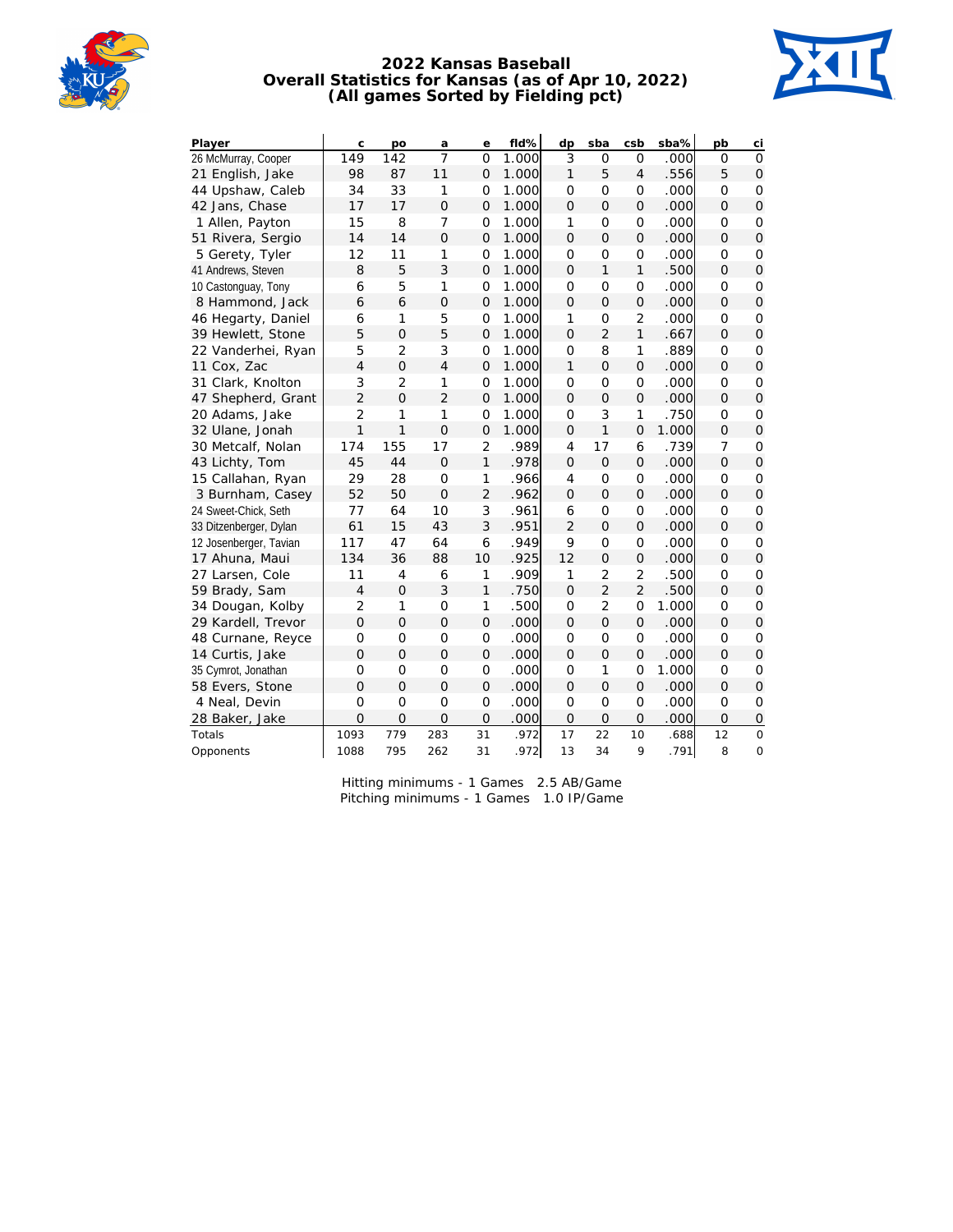# 2022 Kansas Baseball
## Overall Statistics for Kansas (as of Apr 10, 2022)
## (All games Sorted by Fielding pct)

| Player | c | po | a | e | fld% | dp | sba | csb | sba% | pb | ci |
|---|---|---|---|---|---|---|---|---|---|---|---|
| 26 McMurray, Cooper | 149 | 142 | 7 | 0 | 1.000 | 3 | 0 | 0 | .000 | 0 | 0 |
| 21 English, Jake | 98 | 87 | 11 | 0 | 1.000 | 1 | 5 | 4 | .556 | 5 | 0 |
| 44 Upshaw, Caleb | 34 | 33 | 1 | 0 | 1.000 | 0 | 0 | 0 | .000 | 0 | 0 |
| 42 Jans, Chase | 17 | 17 | 0 | 0 | 1.000 | 0 | 0 | 0 | .000 | 0 | 0 |
| 1 Allen, Payton | 15 | 8 | 7 | 0 | 1.000 | 1 | 0 | 0 | .000 | 0 | 0 |
| 51 Rivera, Sergio | 14 | 14 | 0 | 0 | 1.000 | 0 | 0 | 0 | .000 | 0 | 0 |
| 5 Gerety, Tyler | 12 | 11 | 1 | 0 | 1.000 | 0 | 0 | 0 | .000 | 0 | 0 |
| 41 Andrews, Steven | 8 | 5 | 3 | 0 | 1.000 | 0 | 1 | 1 | .500 | 0 | 0 |
| 10 Castonguay, Tony | 6 | 5 | 1 | 0 | 1.000 | 0 | 0 | 0 | .000 | 0 | 0 |
| 8 Hammond, Jack | 6 | 6 | 0 | 0 | 1.000 | 0 | 0 | 0 | .000 | 0 | 0 |
| 46 Hegarty, Daniel | 6 | 1 | 5 | 0 | 1.000 | 1 | 0 | 2 | .000 | 0 | 0 |
| 39 Hewlett, Stone | 5 | 0 | 5 | 0 | 1.000 | 0 | 2 | 1 | .667 | 0 | 0 |
| 22 Vanderhei, Ryan | 5 | 2 | 3 | 0 | 1.000 | 0 | 8 | 1 | .889 | 0 | 0 |
| 11 Cox, Zac | 4 | 0 | 4 | 0 | 1.000 | 1 | 0 | 0 | .000 | 0 | 0 |
| 31 Clark, Knolton | 3 | 2 | 1 | 0 | 1.000 | 0 | 0 | 0 | .000 | 0 | 0 |
| 47 Shepherd, Grant | 2 | 0 | 2 | 0 | 1.000 | 0 | 0 | 0 | .000 | 0 | 0 |
| 20 Adams, Jake | 2 | 1 | 1 | 0 | 1.000 | 0 | 3 | 1 | .750 | 0 | 0 |
| 32 Ulane, Jonah | 1 | 1 | 0 | 0 | 1.000 | 0 | 1 | 0 | 1.000 | 0 | 0 |
| 30 Metcalf, Nolan | 174 | 155 | 17 | 2 | .989 | 4 | 17 | 6 | .739 | 7 | 0 |
| 43 Lichty, Tom | 45 | 44 | 0 | 1 | .978 | 0 | 0 | 0 | .000 | 0 | 0 |
| 15 Callahan, Ryan | 29 | 28 | 0 | 1 | .966 | 4 | 0 | 0 | .000 | 0 | 0 |
| 3 Burnham, Casey | 52 | 50 | 0 | 2 | .962 | 0 | 0 | 0 | .000 | 0 | 0 |
| 24 Sweet-Chick, Seth | 77 | 64 | 10 | 3 | .961 | 6 | 0 | 0 | .000 | 0 | 0 |
| 33 Ditzenberger, Dylan | 61 | 15 | 43 | 3 | .951 | 2 | 0 | 0 | .000 | 0 | 0 |
| 12 Josenberger, Tavian | 117 | 47 | 64 | 6 | .949 | 9 | 0 | 0 | .000 | 0 | 0 |
| 17 Ahuna, Maui | 134 | 36 | 88 | 10 | .925 | 12 | 0 | 0 | .000 | 0 | 0 |
| 27 Larsen, Cole | 11 | 4 | 6 | 1 | .909 | 1 | 2 | 2 | .500 | 0 | 0 |
| 59 Brady, Sam | 4 | 0 | 3 | 1 | .750 | 0 | 2 | 2 | .500 | 0 | 0 |
| 34 Dougan, Kolby | 2 | 1 | 0 | 1 | .500 | 0 | 2 | 0 | 1.000 | 0 | 0 |
| 29 Kardell, Trevor | 0 | 0 | 0 | 0 | .000 | 0 | 0 | 0 | .000 | 0 | 0 |
| 48 Curnane, Reyce | 0 | 0 | 0 | 0 | .000 | 0 | 0 | 0 | .000 | 0 | 0 |
| 14 Curtis, Jake | 0 | 0 | 0 | 0 | .000 | 0 | 0 | 0 | .000 | 0 | 0 |
| 35 Cymrot, Jonathan | 0 | 0 | 0 | 0 | .000 | 0 | 1 | 0 | 1.000 | 0 | 0 |
| 58 Evers, Stone | 0 | 0 | 0 | 0 | .000 | 0 | 0 | 0 | .000 | 0 | 0 |
| 4 Neal, Devin | 0 | 0 | 0 | 0 | .000 | 0 | 0 | 0 | .000 | 0 | 0 |
| 28 Baker, Jake | 0 | 0 | 0 | 0 | .000 | 0 | 0 | 0 | .000 | 0 | 0 |
| Totals | 1093 | 779 | 283 | 31 | .972 | 17 | 22 | 10 | .688 | 12 | 0 |
| Opponents | 1088 | 795 | 262 | 31 | .972 | 13 | 34 | 9 | .791 | 8 | 0 |

Hitting minimums - 1 Games 2.5 AB/Game
Pitching minimums - 1 Games 1.0 IP/Game